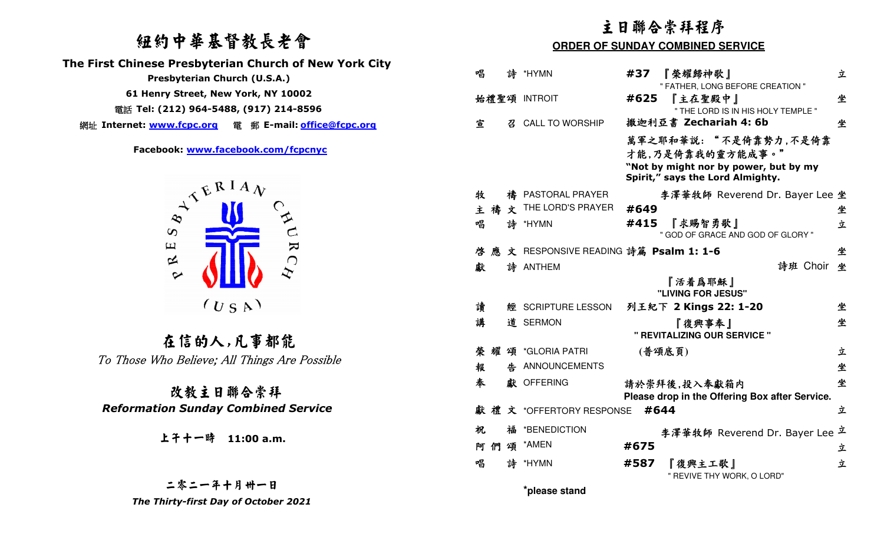# 紐約中華基督教長老會

**The First Chinese Presbyterian Church of New York City**

**Presbyterian Church (U.S.A.)**

**61 Henry Street, New York, NY 10002**

電話 **Tel: (212) 964-5488, (917) 214-8596**

網址 **Internet: www.fcpc.org** 電 郵 **E-mail: office@fcpc.org**

**Facebook: www.facebook.com/fcpcnyc**

PRESBYTERIAN CHURCH (USA)

## 在信的人,凡事都能

*To Those Who Believe; All Things Are Possible*

## 改教主日聯合崇拜

***Reformation Sunday Combined Service***

**上午十一時 11:00 a.m.**

**二零二一年十月卅一日**

***The Thirty-first Day of October 2021***

## 主日聯合崇拜程序

**ORDER OF SUNDAY COMBINED SERVICE**

| | | | |
|---|---|---|---|
| 唱 詩 | *HYMN | **#37** 『榮耀歸神歌』 " FATHER, LONG BEFORE CREATION " | 立 |
| 始禮聖頌 | INTROIT | **#625** 『主在聖殿中』 " THE LORD IS IN HIS HOLY TEMPLE " | 坐 |
| 宣 召 | CALL TO WORSHIP | 撒迦利亞書 **Zechariah 4: 6b** 萬軍之耶和華說: "不是倚靠勢力,不是倚靠才能,乃是倚靠我的靈方能成事。" **"Not by might nor by power, but by my Spirit," says the Lord Almighty.** | 坐 |
| 牧 禱 | PASTORAL PRAYER | 李澤華牧師 Reverend Dr. Bayer Lee | 坐 |
| 主禱文 | THE LORD'S PRAYER | **#649** | 坐 |
| 唱 詩 | *HYMN | **#415** 『求賜智勇歌』 " GOD OF GRACE AND GOD OF GLORY " | 立 |
| 啓應文 | RESPONSIVE READING | 詩篇 **Psalm 1: 1-6** | 坐 |
| 獻 詩 | ANTHEM | 詩班 Choir 『活着爲耶穌』 **"LIVING FOR JESUS"** | 坐 |
| 讀 經 | SCRIPTURE LESSON | 列王紀下 **2 Kings 22: 1-20** | 坐 |
| 講 道 | SERMON | 『復興事奉』 **" REVITALIZING OUR SERVICE "** | 坐 |
| 榮耀頌 | *GLORIA PATRI | (普頌底頁) | 立 |
| 報 告 | ANNOUNCEMENTS | | 坐 |
| 奉 獻 | OFFERING | 請於崇拜後,投入奉獻箱內 **Please drop in the Offering Box after Service.** | 坐 |
| 獻禮文 | *OFFERTORY RESPONSE | **#644** | 立 |
| 祝 福 | *BENEDICTION | 李澤華牧師 Reverend Dr. Bayer Lee | 立 |
| 阿們頌 | *AMEN | **#675** | 立 |
| 唱 詩 | *HYMN | **#587** 『復興主工歌』 " REVIVE THY WORK, O LORD" | 立 |

**\*please stand**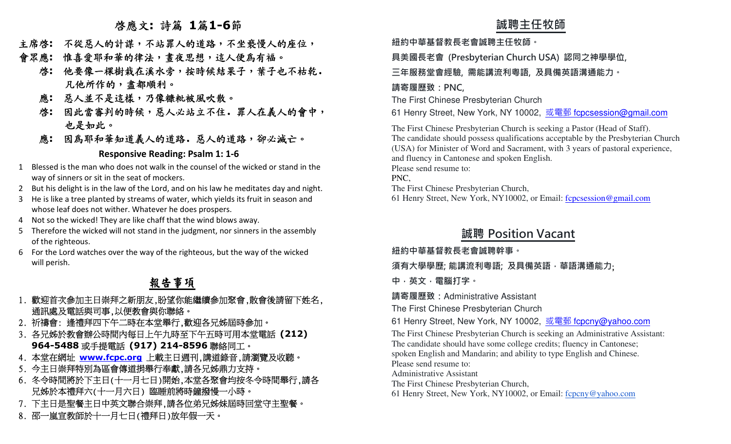## 啓應文: 詩篇 1篇1-6節

**主席啓:** 不從惡人的計謀，不站罪人的道路，不坐褻慢人的座位，

**會眾應:** 惟喜愛耶和華的律法，晝夜思想，這人便為有福。

**啓:** 他要像一棵樹栽在溪水旁，按時候結果子，葉子也不枯乾．凡他所作的，盡都順利。

**應:** 惡人並不是這樣，乃像糠粃被風吹散。

**啓:** 因此當審判的時候，惡人必站立不住．罪人在義人的會中，也是如此。

**應:** 因為耶和華知道義人的道路．惡人的道路，卻必滅亡。

### Responsive Reading: Psalm 1: 1-6

1. Blessed is the man who does not walk in the counsel of the wicked or stand in the way of sinners or sit in the seat of mockers.
2. But his delight is in the law of the Lord, and on his law he meditates day and night.
3. He is like a tree planted by streams of water, which yields its fruit in season and whose leaf does not wither. Whatever he does prospers.
4. Not so the wicked! They are like chaff that the wind blows away.
5. Therefore the wicked will not stand in the judgment, nor sinners in the assembly of the righteous.
6. For the Lord watches over the way of the righteous, but the way of the wicked will perish.

## 報告事項

1. 歡迎首次參加主日崇拜之新朋友,盼望你能繼續參加聚會,散會後請留下姓名,通訊處及電話與司事,以便教會與你聯絡。
2. 祈禱會: 逢禮拜四下午二時在本堂舉行,歡迎各兄姊屆時參加。
3. 各兄姊於教會辦公時間內每日上午九時至下午五時可用本堂電話 **(212) 964-5488** 或手提電話 **(917) 214-8596** 聯絡同工。
4. 本堂在網址 **www.fcpc.org** 上載主日週刊,講道錄音,請瀏覽及收聽。
5. 今主日崇拜特別為區會傳道捐舉行奉獻,請各兄姊鼎力支持。
6. 冬令時間將於下主日(十一月七日)開始,本堂各聚會均按冬令時間舉行,請各兄姊於本禮拜六(十一月六日) 臨睡前將時鐘撥慢一小時。
7. 下主日是聖餐主日中英文聯合崇拜,請各位弟兄姊妹屆時回堂守主聖餐。
8. 邵一嵐宣教師於十一月七日(禮拜日)放年假一天。

## 誠聘主任牧師

**紐約中華基督教長老會誠聘主任牧師。**

**具美國長老會 (Presbyterian Church USA) 認同之神學學位,**

**三年服務堂會經驗, 需能講流利粵語, 及具備英語溝通能力。**

**請寄履歷致：PNC,**

The First Chinese Presbyterian Church

61 Henry Street, New York, NY 10002, 或電郵 fcpcsession@gmail.com

The First Chinese Presbyterian Church is seeking a Pastor (Head of Staff). The candidate should possess qualifications acceptable by the Presbyterian Church (USA) for Minister of Word and Sacrament, with 3 years of pastoral experience, and fluency in Cantonese and spoken English.
Please send resume to:
PNC,
The First Chinese Presbyterian Church,
61 Henry Street, New York, NY10002, or Email: fcpcsession@gmail.com

## 誠聘 Position Vacant

**紐約中華基督教長老會誠聘幹事。**

**須有大學學歷; 能講流利粵語; 及具備英語．華語溝通能力;**

**中．英文．電腦打字。**

**請寄履歷致：**Administrative Assistant

The First Chinese Presbyterian Church

61 Henry Street, New York, NY 10002, 或電郵 fcpcny@yahoo.com

The First Chinese Presbyterian Church is seeking an Administrative Assistant: The candidate should have some college credits; fluency in Cantonese; spoken English and Mandarin; and ability to type English and Chinese.
Please send resume to:
Administrative Assistant
The First Chinese Presbyterian Church,
61 Henry Street, New York, NY10002, or Email: fcpcny@yahoo.com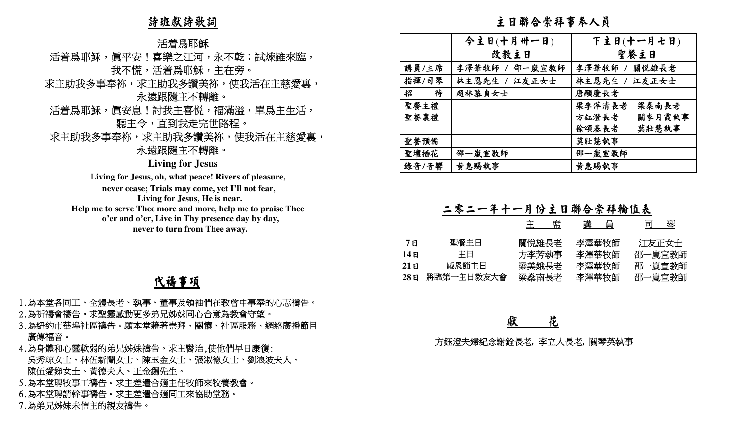## 詩班獻詩歌詞

活着爲耶穌

活着爲耶穌，眞平安！喜樂之江河，永不乾；試煉雖來臨，
我不慌，活着爲耶穌，主在旁。
求主助我多事奉祢，求主助我多讚美祢，使我活在主慈愛裏，
永遠跟隨主不轉離。
活着爲耶穌，眞安息！討我主喜悦，福滿溢，單爲主生活，
聽主令，直到我走完世路程。
求主助我多事奉祢，求主助我多讚美祢，使我活在主慈愛裏，
永遠跟隨主不轉離。

**Living for Jesus**

**Living for Jesus, oh, what peace! Rivers of pleasure,**
**never cease; Trials may come, yet I'll not fear,**
**Living for Jesus, He is near.**
**Help me to serve Thee more and more, help me to praise Thee**
**o'er and o'er, Live in Thy presence day by day,**
**never to turn from Thee away.**

## 代禱事項

1. 為本堂各同工、全體長老、執事、董事及領袖們在教會中事奉的心志禱告。
2. 為祈禱會禱告。求聖靈感動更多弟兄姊妹同心合意為教會守望。
3. 為紐約市華埠社區禱告。願本堂藉著崇拜、關懷、社區服務、網絡廣播節目廣傳福音。
4. 為身體和心靈軟弱的弟兄姊妹禱告。求主醫治,使他們早日康復:
   吳秀琼女士、林伍新蘭女士、陳玉金女士、張淑德女士、劉浪波夫人、
   陳伍愛娣女士、黄德夫人、王金鐲先生。
5. 為本堂聘牧事工禱告。求主差遣合適主任牧師來牧養教會。
6. 為本堂聘請幹事禱告。求主差遣合適同工來協助堂務。
7. 為弟兄姊妹未信主的親友禱告。

## 主日聯合崇拜事奉人員

| | 今主日(十月卅一日)<br>改教主日 | 下主日(十一月七日)<br>聖餐主日 |
|---|---|---|
| 講員/主席 | 李澤華牧師 / 邵一嵐宣教師 | 李澤華牧師 / 關悦雄長老 |
| 指揮/司琴 | 林主恩先生 / 江友正女士 | 林主恩先生 / 江友正女士 |
| 招　　待 | 趙林慕貞女士 | 唐顯慶長老 |
| 聖餐主禮<br>聖餐襄禮 | | 梁李萍清長老　梁燊南長老<br>方鈺澄長老　關李月霞執事<br>徐頌基長老　莫壯慧執事 |
| 聖餐預備 | | 莫壯慧執事 |
| 聖壇插花 | 邵一嵐宣教師 | 邵一嵐宣教師 |
| 錄音/音響 | 黄惠賜執事 | 黄惠賜執事 |

## 二零二一年十一月份主日聯合崇拜輪值表

| | | 主　席 | 講　員 | 司　琴 |
|---|---|---|---|---|
| 7日 | 聖餐主日 | 關悦雄長老 | 李澤華牧師 | 江友正女士 |
| 14日 | 主日 | 方李芳執事 | 李澤華牧師 | 邵一嵐宣教師 |
| 21日 | 感恩節主日 | 梁美娥長老 | 李澤華牧師 | 邵一嵐宣教師 |
| 28日 | 將臨第一主日教友大會 | 梁燊南長老 | 李澤華牧師 | 邵一嵐宣教師 |

## 獻　　花

方鈺澄夫婦紀念謝銓長老, 李立人長老, 關琴英執事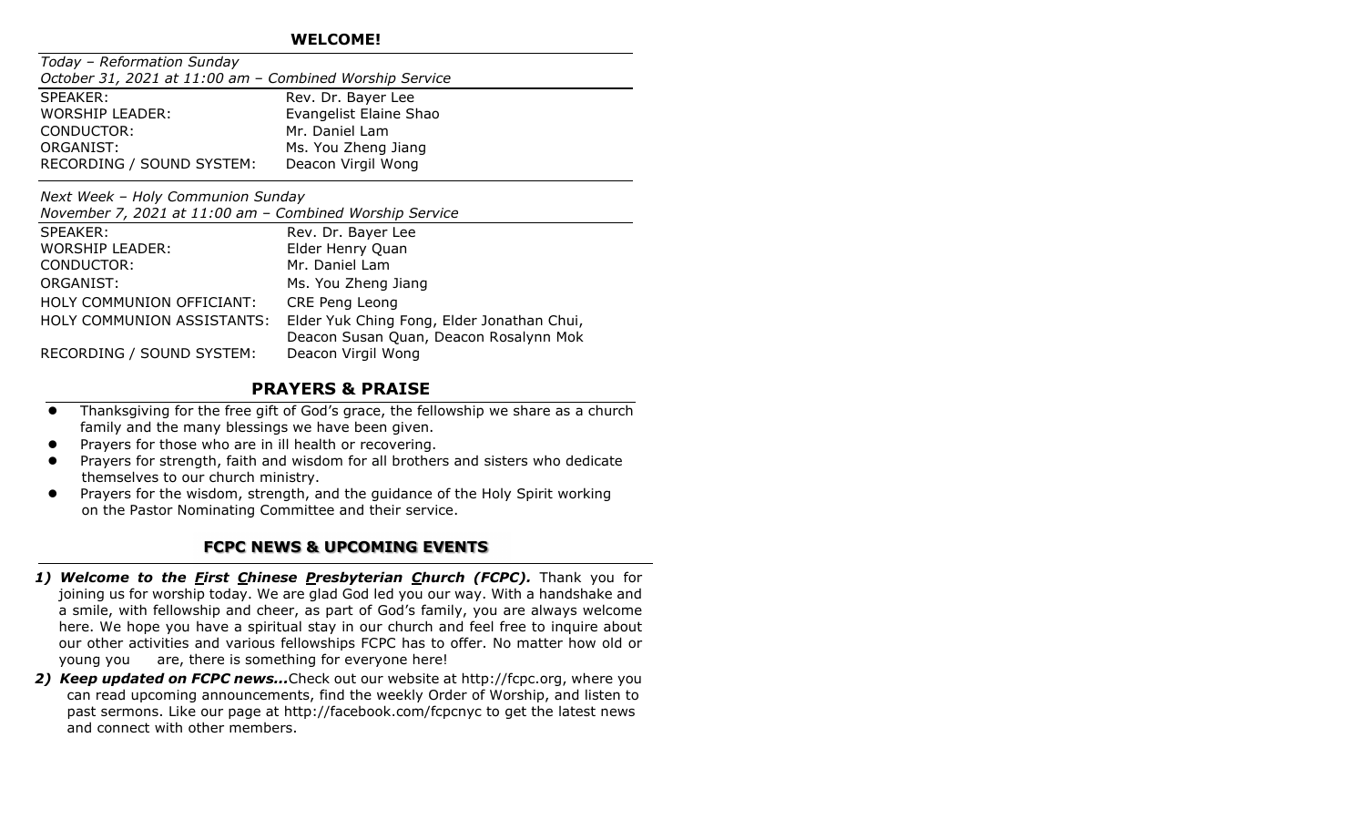## WELCOME!

*Today – Reformation Sunday*
*October 31, 2021 at 11:00 am – Combined Worship Service*

| | |
|---|---|
| SPEAKER: | Rev. Dr. Bayer Lee |
| WORSHIP LEADER: | Evangelist Elaine Shao |
| CONDUCTOR: | Mr. Daniel Lam |
| ORGANIST: | Ms. You Zheng Jiang |
| RECORDING / SOUND SYSTEM: | Deacon Virgil Wong |

*Next Week – Holy Communion Sunday*
*November 7, 2021 at 11:00 am – Combined Worship Service*

| | |
|---|---|
| SPEAKER: | Rev. Dr. Bayer Lee |
| WORSHIP LEADER: | Elder Henry Quan |
| CONDUCTOR: | Mr. Daniel Lam |
| ORGANIST: | Ms. You Zheng Jiang |
| HOLY COMMUNION OFFICIANT: | CRE Peng Leong |
| HOLY COMMUNION ASSISTANTS: | Elder Yuk Ching Fong, Elder Jonathan Chui, Deacon Susan Quan, Deacon Rosalynn Mok |
| RECORDING / SOUND SYSTEM: | Deacon Virgil Wong |

## PRAYERS & PRAISE

- Thanksgiving for the free gift of God's grace, the fellowship we share as a church family and the many blessings we have been given.
- Prayers for those who are in ill health or recovering.
- Prayers for strength, faith and wisdom for all brothers and sisters who dedicate themselves to our church ministry.
- Prayers for the wisdom, strength, and the guidance of the Holy Spirit working on the Pastor Nominating Committee and their service.

## FCPC NEWS & UPCOMING EVENTS

1) ***Welcome to the First Chinese Presbyterian Church (FCPC).*** Thank you for joining us for worship today. We are glad God led you our way. With a handshake and a smile, with fellowship and cheer, as part of God's family, you are always welcome here. We hope you have a spiritual stay in our church and feel free to inquire about our other activities and various fellowships FCPC has to offer. No matter how old or young you are, there is something for everyone here!
2) ***Keep updated on FCPC news...*** Check out our website at http://fcpc.org, where you can read upcoming announcements, find the weekly Order of Worship, and listen to past sermons. Like our page at http://facebook.com/fcpcnyc to get the latest news and connect with other members.